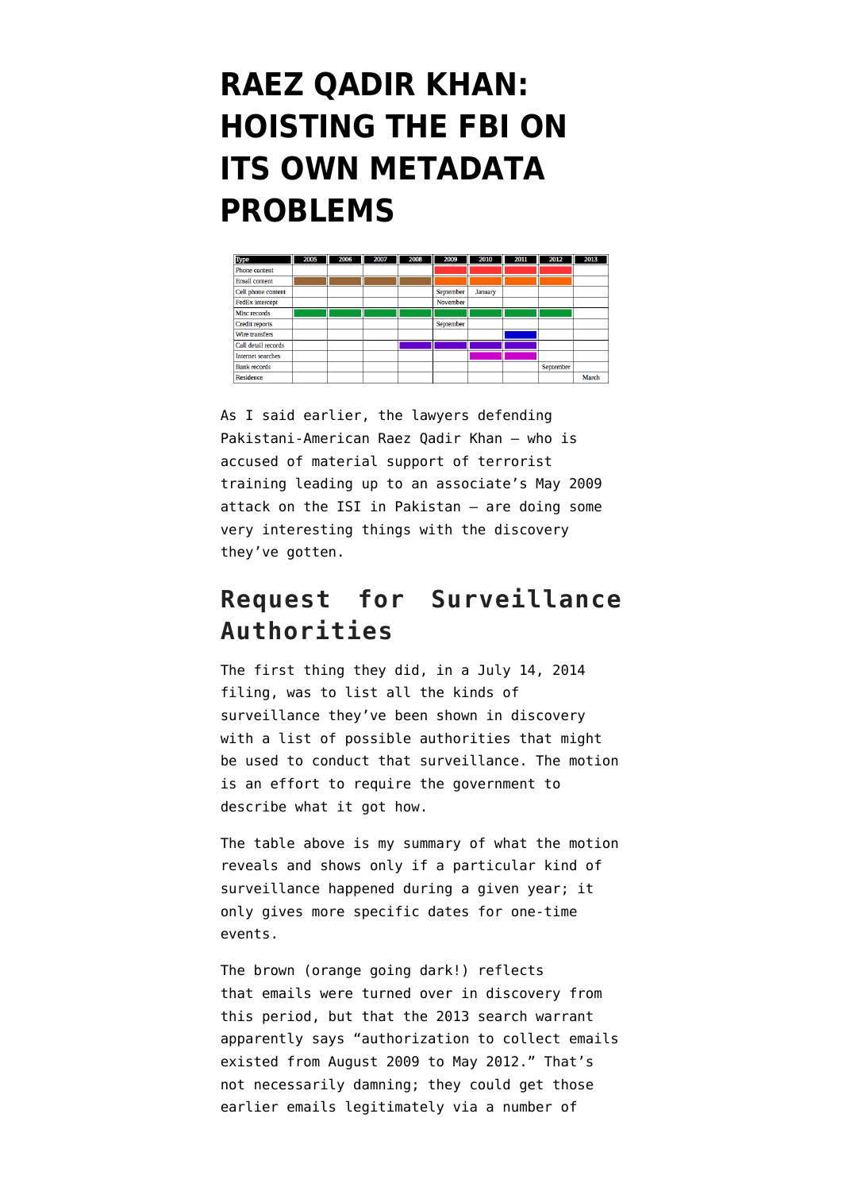# RAEZ QADIR KHAN: HOISTING THE FBI ON ITS OWN METADATA PROBLEMS

| Type | 2005 | 2006 | 2007 | 2008 | 2009 | 2010 | 2011 | 2012 | 2013 |
|---|---|---|---|---|---|---|---|---|---|
| Phone content | | | | | ■ | ■ | ■ | ■ | |
| Email content | ■ | ■ | ■ | ■ | ■ | ■ | ■ | ■ | |
| Cell phone content | | | | | September | January | | | |
| FedEx intercept | | | | | November | | | | |
| Misc records | ■ | ■ | ■ | ■ | ■ | ■ | ■ | ■ | |
| Credit reports | | | | | September | | | | |
| Wire transfers | | | | | | | ■ | | |
| Call detail records | | | | ■ | ■ | ■ | ■ | | |
| Internet searches | | | | | | ■ | ■ | | |
| Bank records | | | | | | | | September | |
| Residence | | | | | | | | | March |

As I said earlier, the lawyers defending Pakistani-American Raez Qadir Khan — who is accused of material support of terrorist training leading up to an associate's May 2009 attack on the ISI in Pakistan — are doing some very interesting things with the discovery they've gotten.

## Request for Surveillance Authorities

The first thing they did, in a July 14, 2014 filing, was to list all the kinds of surveillance they've been shown in discovery with a list of possible authorities that might be used to conduct that surveillance. The motion is an effort to require the government to describe what it got how.

The table above is my summary of what the motion reveals and shows only if a particular kind of surveillance happened during a given year; it only gives more specific dates for one-time events.

The brown (orange going dark!) reflects that emails were turned over in discovery from this period, but that the 2013 search warrant apparently says "authorization to collect emails existed from August 2009 to May 2012." That's not necessarily damning; they could get those earlier emails legitimately via a number of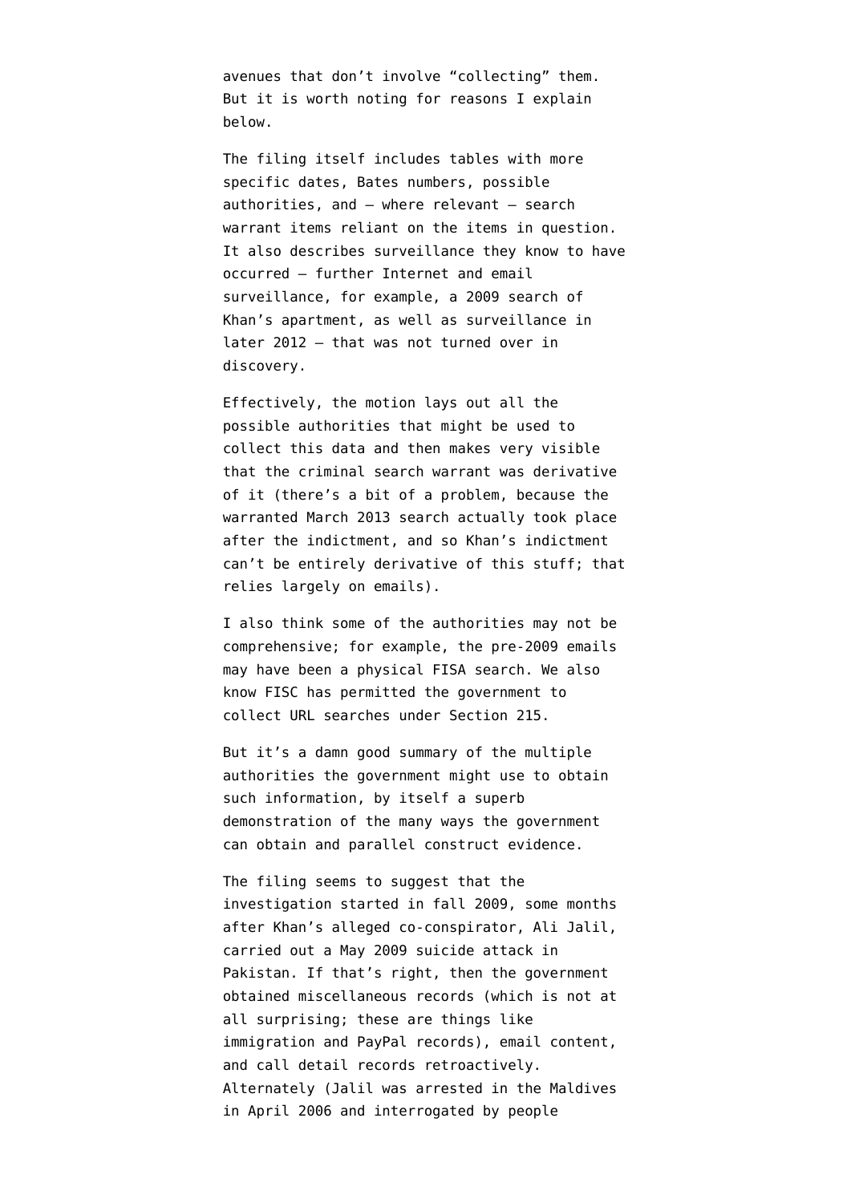avenues that don't involve "collecting" them. But it is worth noting for reasons I explain below.

The filing itself includes tables with more specific dates, Bates numbers, possible authorities, and — where relevant — search warrant items reliant on the items in question. It also describes surveillance they know to have occurred — further Internet and email surveillance, for example, a 2009 search of Khan's apartment, as well as surveillance in later 2012 — that was not turned over in discovery.

Effectively, the motion lays out all the possible authorities that might be used to collect this data and then makes very visible that the criminal search warrant was derivative of it (there's a bit of a problem, because the warranted March 2013 search actually took place after the indictment, and so Khan's indictment can't be entirely derivative of this stuff; that relies largely on emails).

I also think some of the authorities may not be comprehensive; for example, the pre-2009 emails may have been a physical FISA search. We also know FISC has permitted the government to collect URL searches under Section 215.

But it's a damn good summary of the multiple authorities the government might use to obtain such information, by itself a superb demonstration of the many ways the government can obtain and parallel construct evidence.

The filing seems to suggest that the investigation started in fall 2009, some months after Khan's alleged co-conspirator, Ali Jalil, carried out a May 2009 suicide attack in Pakistan. If that's right, then the government obtained miscellaneous records (which is not at all surprising; these are things like immigration and PayPal records), email content, and call detail records retroactively. Alternately (Jalil was arrested in the Maldives in April 2006 and interrogated by people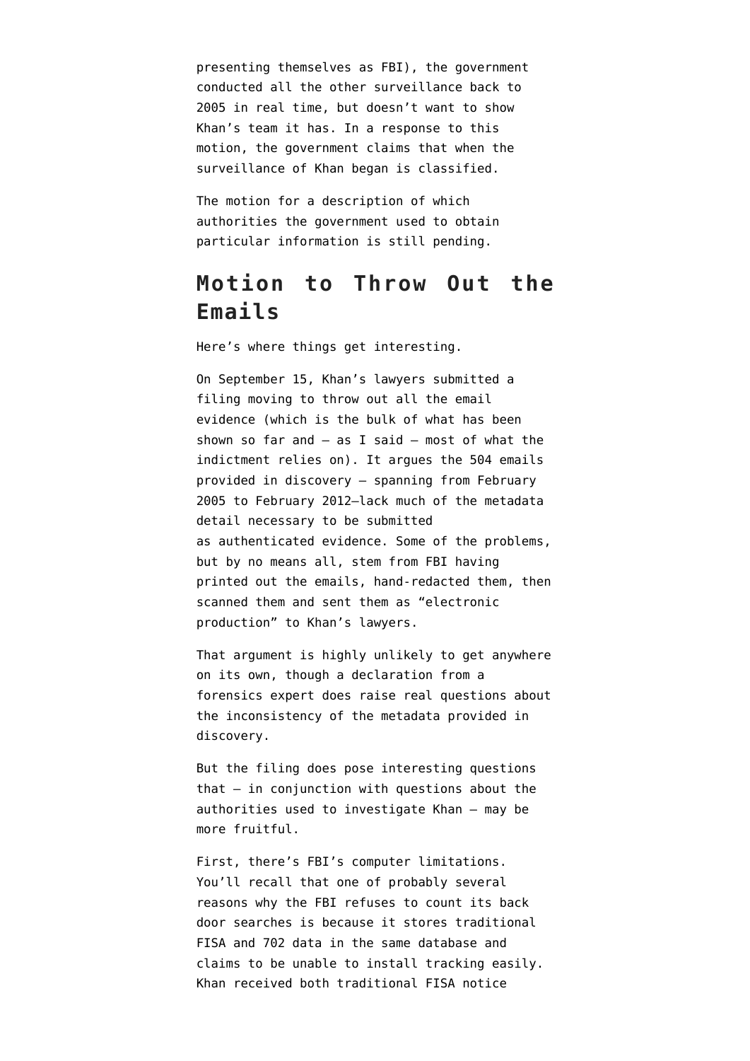presenting themselves as FBI), the government conducted all the other surveillance back to 2005 in real time, but doesn't want to show Khan's team it has. In a response to this motion, the government claims that when the surveillance of Khan began is classified.

The motion for a description of which authorities the government used to obtain particular information is still pending.

## Motion to Throw Out the Emails

Here's where things get interesting.

On September 15, Khan's lawyers submitted a filing moving to throw out all the email evidence (which is the bulk of what has been shown so far and — as I said — most of what the indictment relies on). It argues the 504 emails provided in discovery — spanning from February 2005 to February 2012—lack much of the metadata detail necessary to be submitted as authenticated evidence. Some of the problems, but by no means all, stem from FBI having printed out the emails, hand-redacted them, then scanned them and sent them as "electronic production" to Khan's lawyers.

That argument is highly unlikely to get anywhere on its own, though a declaration from a forensics expert does raise real questions about the inconsistency of the metadata provided in discovery.

But the filing does pose interesting questions that — in conjunction with questions about the authorities used to investigate Khan — may be more fruitful.

First, there's FBI's computer limitations. You'll recall that one of probably several reasons why the FBI refuses to count its back door searches is because it stores traditional FISA and 702 data in the same database and claims to be unable to install tracking easily. Khan received both traditional FISA notice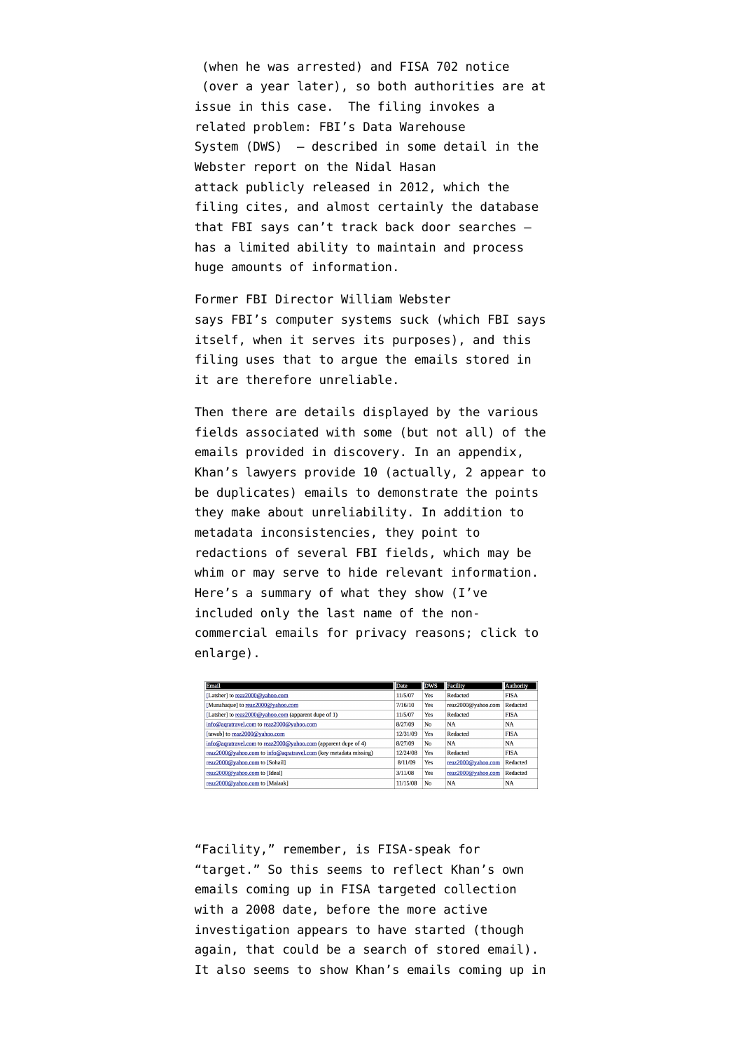(when he was arrested) and FISA 702 notice (over a year later), so both authorities are at issue in this case. The filing invokes a related problem: FBI's Data Warehouse System (DWS) — described in some detail in the Webster report on the Nidal Hasan attack publicly released in 2012, which the filing cites, and almost certainly the database that FBI says can't track back door searches — has a limited ability to maintain and process huge amounts of information.

Former FBI Director William Webster says FBI's computer systems suck (which FBI says itself, when it serves its purposes), and this filing uses that to argue the emails stored in it are therefore unreliable.

Then there are details displayed by the various fields associated with some (but not all) of the emails provided in discovery. In an appendix, Khan's lawyers provide 10 (actually, 2 appear to be duplicates) emails to demonstrate the points they make about unreliability. In addition to metadata inconsistencies, they point to redactions of several FBI fields, which may be whim or may serve to hide relevant information. Here's a summary of what they show (I've included only the last name of the non-commercial emails for privacy reasons; click to enlarge).

| Email | Date | DWS | Facility | Authority |
|---|---|---|---|---|
| [Latsher] to reaz2000@yahoo.com | 11/5/07 | Yes | Redacted | FISA |
| [Munahaque] to reaz2000@yahoo.com | 7/16/10 | Yes | reaz2000@yahoo.com | Redacted |
| [Latsher] to reaz2000@yahoo.com (apparent dupe of 1) | 11/5/07 | Yes | Redacted | FISA |
| info@aqratravel.com to reaz2000@yahoo.com | 8/27/09 | No | NA | NA |
| [tawab] to reaz2000@yahoo.com | 12/31/09 | Yes | Redacted | FISA |
| info@aqratravel.com to reaz2000@yahoo.com (apparent dupe of 4) | 8/27/09 | No | NA | NA |
| reaz2000@yahoo.com to info@aqratravel.com (key metadata missing) | 12/24/08 | Yes | Redacted | FISA |
| reaz2000@yahoo.com to [Sohail] | 8/11/09 | Yes | reaz2000@yahoo.com | Redacted |
| reaz2000@yahoo.com to [Ideal] | 3/11/08 | Yes | reaz2000@yahoo.com | Redacted |
| reaz2000@yahoo.com to [Malaak] | 11/15/08 | No | NA | NA |

"Facility," remember, is FISA-speak for "target." So this seems to reflect Khan's own emails coming up in FISA targeted collection with a 2008 date, before the more active investigation appears to have started (though again, that could be a search of stored email). It also seems to show Khan's emails coming up in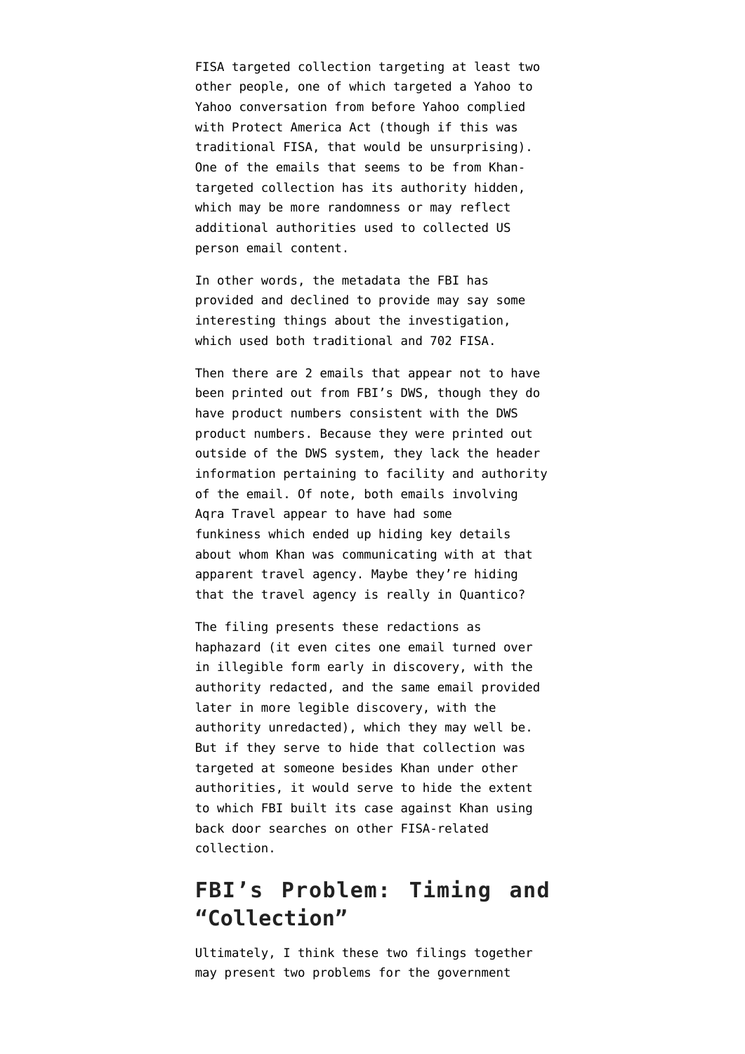FISA targeted collection targeting at least two other people, one of which targeted a Yahoo to Yahoo conversation from before Yahoo complied with Protect America Act (though if this was traditional FISA, that would be unsurprising). One of the emails that seems to be from Khan-targeted collection has its authority hidden, which may be more randomness or may reflect additional authorities used to collected US person email content.

In other words, the metadata the FBI has provided and declined to provide may say some interesting things about the investigation, which used both traditional and 702 FISA.

Then there are 2 emails that appear not to have been printed out from FBI's DWS, though they do have product numbers consistent with the DWS product numbers. Because they were printed out outside of the DWS system, they lack the header information pertaining to facility and authority of the email. Of note, both emails involving Aqra Travel appear to have had some funkiness which ended up hiding key details about whom Khan was communicating with at that apparent travel agency. Maybe they're hiding that the travel agency is really in Quantico?

The filing presents these redactions as haphazard (it even cites one email turned over in illegible form early in discovery, with the authority redacted, and the same email provided later in more legible discovery, with the authority unredacted), which they may well be. But if they serve to hide that collection was targeted at someone besides Khan under other authorities, it would serve to hide the extent to which FBI built its case against Khan using back door searches on other FISA-related collection.

## FBI's Problem: Timing and "Collection"

Ultimately, I think these two filings together may present two problems for the government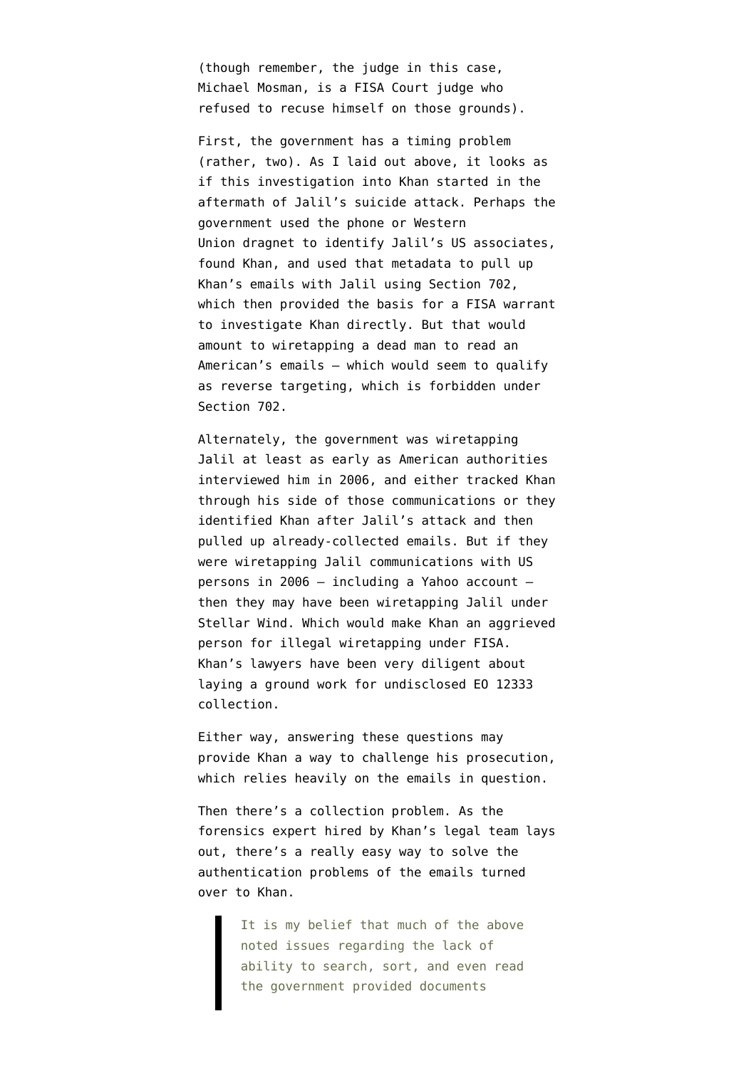(though remember, the judge in this case, Michael Mosman, is a FISA Court judge who refused to recuse himself on those grounds).

First, the government has a timing problem (rather, two). As I laid out above, it looks as if this investigation into Khan started in the aftermath of Jalil's suicide attack. Perhaps the government used the phone or Western Union dragnet to identify Jalil's US associates, found Khan, and used that metadata to pull up Khan's emails with Jalil using Section 702, which then provided the basis for a FISA warrant to investigate Khan directly. But that would amount to wiretapping a dead man to read an American's emails — which would seem to qualify as reverse targeting, which is forbidden under Section 702.

Alternately, the government was wiretapping Jalil at least as early as American authorities interviewed him in 2006, and either tracked Khan through his side of those communications or they identified Khan after Jalil's attack and then pulled up already-collected emails. But if they were wiretapping Jalil communications with US persons in 2006 — including a Yahoo account — then they may have been wiretapping Jalil under Stellar Wind. Which would make Khan an aggrieved person for illegal wiretapping under FISA. Khan's lawyers have been very diligent about laying a ground work for undisclosed EO 12333 collection.

Either way, answering these questions may provide Khan a way to challenge his prosecution, which relies heavily on the emails in question.

Then there's a collection problem. As the forensics expert hired by Khan's legal team lays out, there's a really easy way to solve the authentication problems of the emails turned over to Khan.

> It is my belief that much of the above noted issues regarding the lack of ability to search, sort, and even read the government provided documents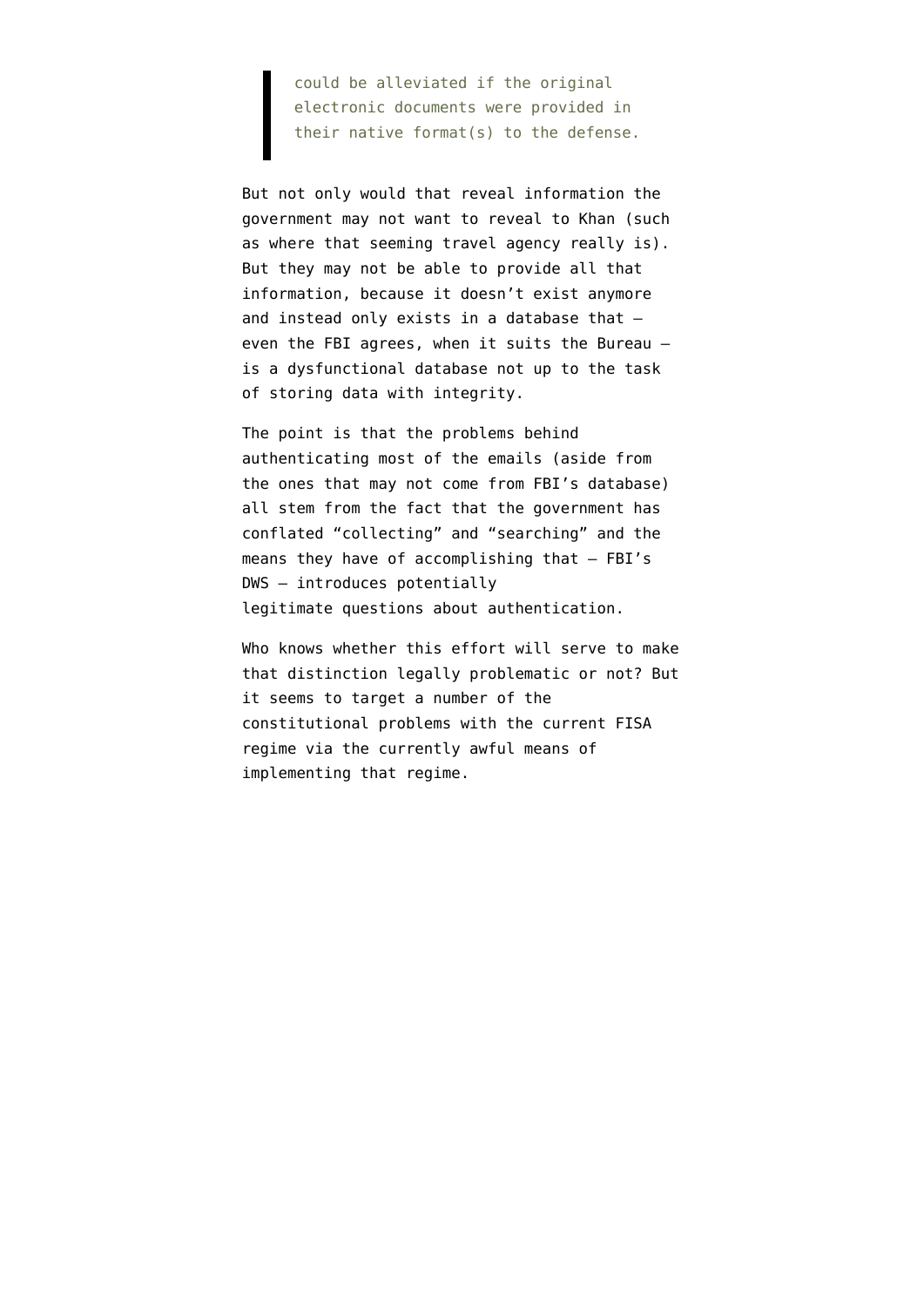> could be alleviated if the original electronic documents were provided in their native format(s) to the defense.

But not only would that reveal information the government may not want to reveal to Khan (such as where that seeming travel agency really is). But they may not be able to provide all that information, because it doesn't exist anymore and instead only exists in a database that — even the FBI agrees, when it suits the Bureau — is a dysfunctional database not up to the task of storing data with integrity.

The point is that the problems behind authenticating most of the emails (aside from the ones that may not come from FBI's database) all stem from the fact that the government has conflated "collecting" and "searching" and the means they have of accomplishing that — FBI's DWS — introduces potentially legitimate questions about authentication.

Who knows whether this effort will serve to make that distinction legally problematic or not? But it seems to target a number of the constitutional problems with the current FISA regime via the currently awful means of implementing that regime.